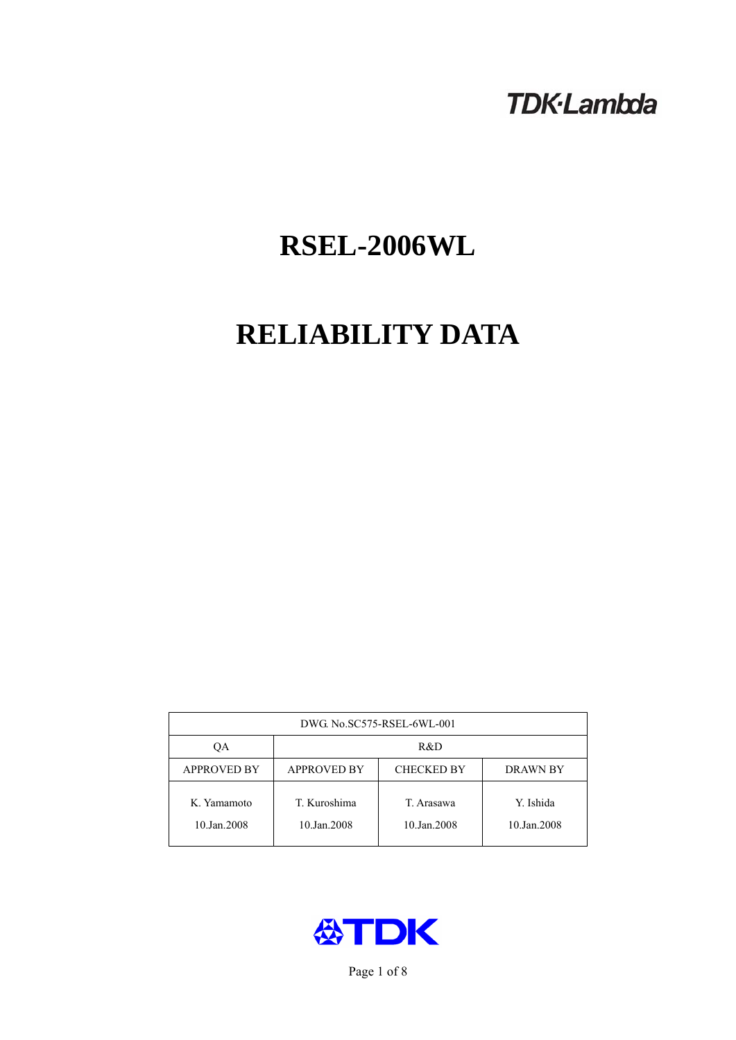TDK·Lambda

# RSEL-2006WL

# RELIABILITY DATA

| DWG. No.SC575-RSEL-6WL-001 | | | |
|---|---|---|---|
| QA | R&D | | |
| APPROVED BY | APPROVED BY | CHECKED BY | DRAWN BY |
| K. Yamamoto<br>10.Jan.2008 | T. Kuroshima<br>10.Jan.2008 | T. Arasawa<br>10.Jan.2008 | Y. Ishida<br>10.Jan.2008 |

TDK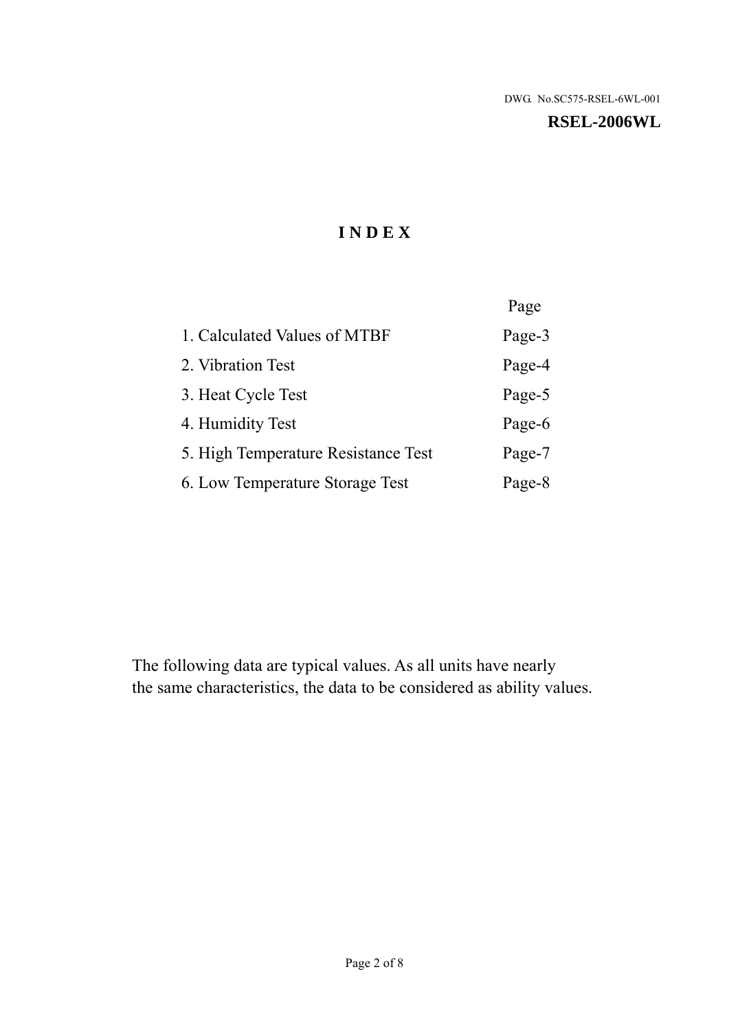DWG. No.SC575-RSEL-6WL-001

**RSEL-2006WL**

# I N D E X

| | Page |
|---|---|
| 1. Calculated Values of MTBF | Page-3 |
| 2. Vibration Test | Page-4 |
| 3. Heat Cycle Test | Page-5 |
| 4. Humidity Test | Page-6 |
| 5. High Temperature Resistance Test | Page-7 |
| 6. Low Temperature Storage Test | Page-8 |

The following data are typical values. As all units have nearly the same characteristics, the data to be considered as ability values.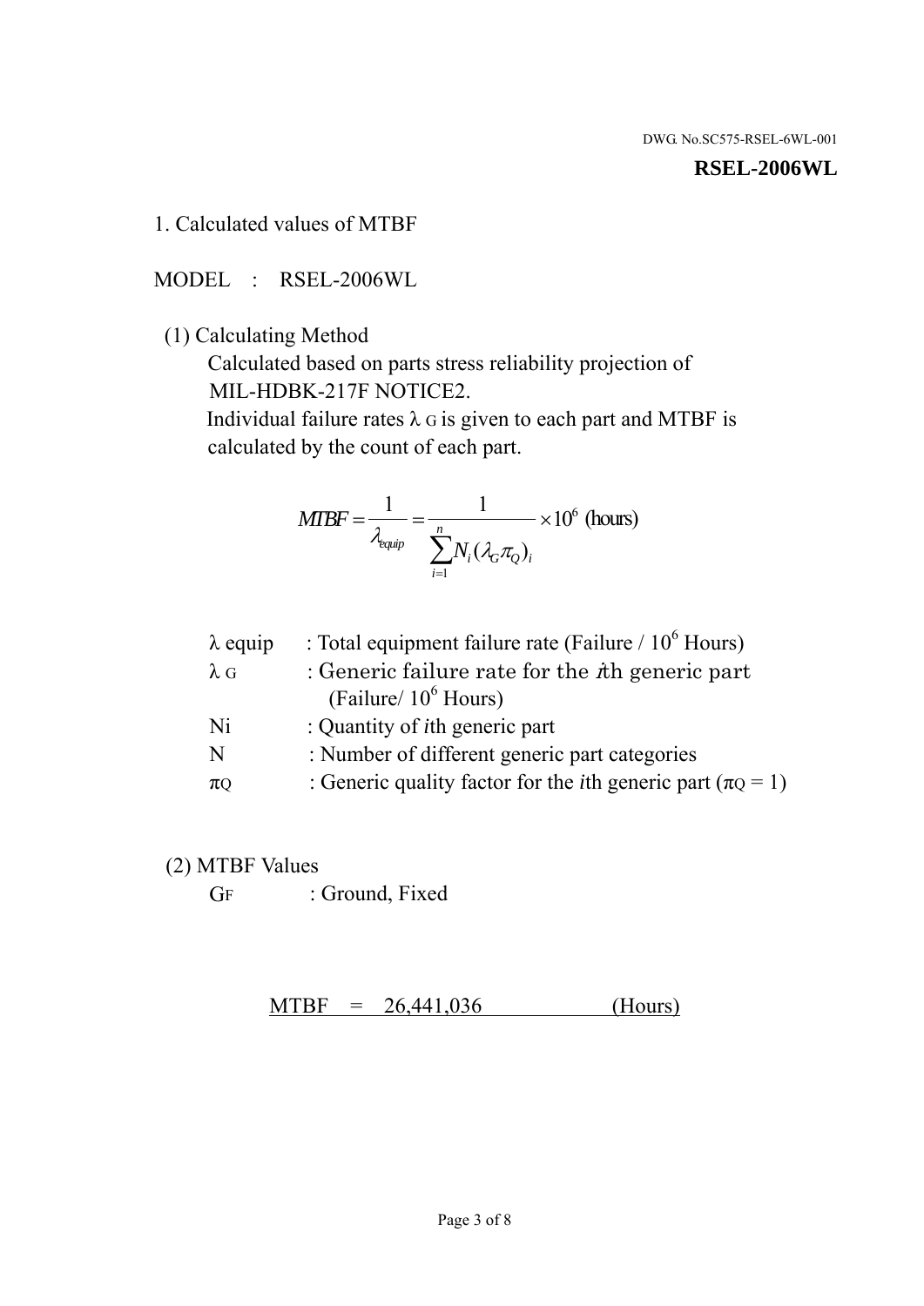DWG. No.SC575-RSEL-6WL-001

**RSEL-2006WL**

1. Calculated values of MTBF

MODEL : RSEL-2006WL

(1) Calculating Method

Calculated based on parts stress reliability projection of MIL-HDBK-217F NOTICE2.

Individual failure rates $\lambda_G$ is given to each part and MTBF is calculated by the count of each part.

$$MTBF = \frac{1}{\lambda_{equip}} = \frac{1}{\sum_{i=1}^{n} N_i (\lambda_G \pi_Q)_i} \times 10^6 \text{ (hours)}$$

| | |
|---|---|
| $\lambda$ equip | : Total equipment failure rate (Failure / $10^6$ Hours) |
| $\lambda_G$ | : Generic failure rate for the $i$th generic part (Failure/ $10^6$ Hours) |
| Ni | : Quantity of $i$th generic part |
| N | : Number of different generic part categories |
| $\pi_Q$ | : Generic quality factor for the $i$th generic part ($\pi_Q = 1$) |

(2) MTBF Values

$G_F$ : Ground, Fixed

MTBF = 26,441,036 (Hours)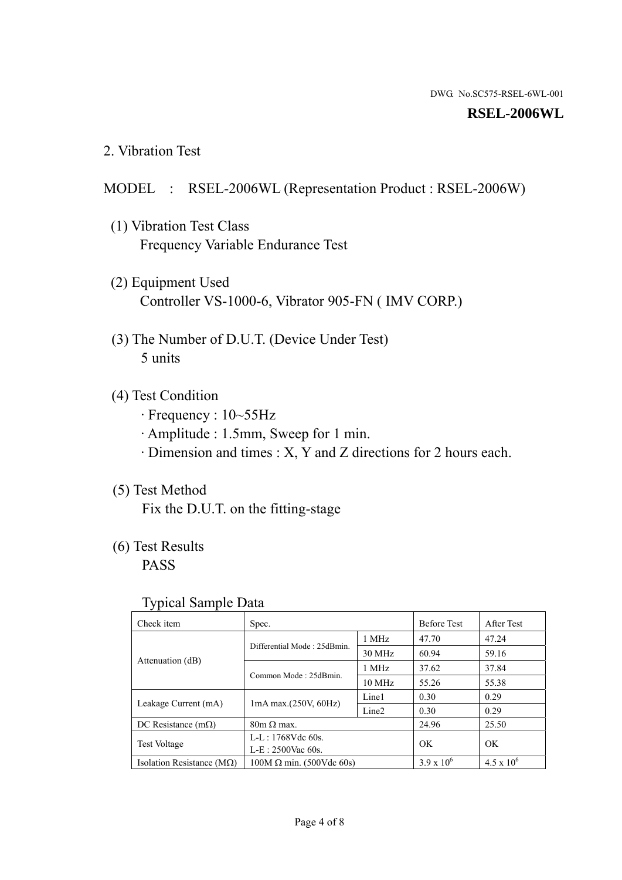DWG. No.SC575-RSEL-6WL-001

**RSEL-2006WL**

## 2. Vibration Test

MODEL : RSEL-2006WL (Representation Product : RSEL-2006W)

(1) Vibration Test Class
Frequency Variable Endurance Test

(2) Equipment Used
Controller VS-1000-6, Vibrator 905-FN ( IMV CORP.)

(3) The Number of D.U.T. (Device Under Test)
5 units

(4) Test Condition
· Frequency : 10~55Hz
· Amplitude : 1.5mm, Sweep for 1 min.
· Dimension and times : X, Y and Z directions for 2 hours each.

(5) Test Method
Fix the D.U.T. on the fitting-stage

(6) Test Results
PASS

Typical Sample Data

| Check item | Spec. | | Before Test | After Test |
|---|---|---|---|---|
| Attenuation (dB) | Differential Mode : 25dBmin. | 1 MHz | 47.70 | 47.24 |
| | | 30 MHz | 60.94 | 59.16 |
| | Common Mode : 25dBmin. | 1 MHz | 37.62 | 37.84 |
| | | 10 MHz | 55.26 | 55.38 |
| Leakage Current (mA) | 1mA max.(250V, 60Hz) | Line1 | 0.30 | 0.29 |
| | | Line2 | 0.30 | 0.29 |
| DC Resistance (mΩ) | 80m Ω max. | | 24.96 | 25.50 |
| Test Voltage | L-L : 1768Vdc 60s.<br>L-E : 2500Vac 60s. | | OK | OK |
| Isolation Resistance (MΩ) | 100M Ω min. (500Vdc 60s) | | $3.9 \times 10^6$ | $4.5 \times 10^6$ |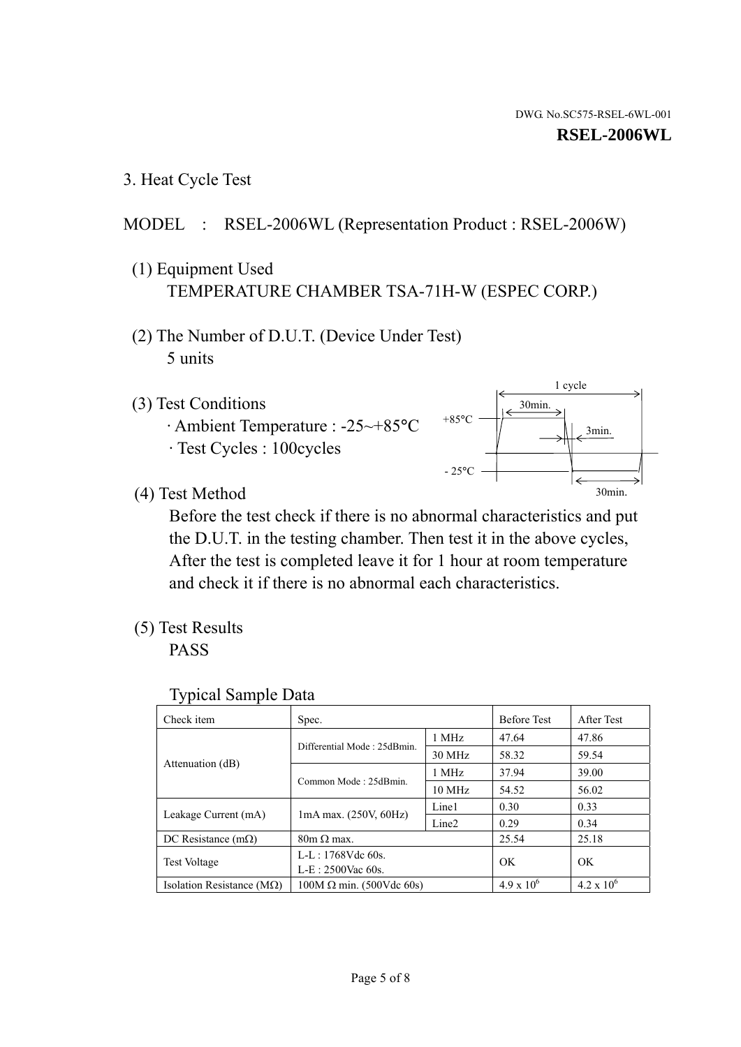DWG. No.SC575-RSEL-6WL-001

**RSEL-2006WL**

## 3. Heat Cycle Test

MODEL : RSEL-2006WL (Representation Product : RSEL-2006W)

(1) Equipment Used

TEMPERATURE CHAMBER TSA-71H-W (ESPEC CORP.)

(2) The Number of D.U.T. (Device Under Test)

5 units

(3) Test Conditions

· Ambient Temperature : -25~+85°C

· Test Cycles : 100cycles

1 cycle
30min.
+85°C
3min.
- 25°C
30min.

(4) Test Method

Before the test check if there is no abnormal characteristics and put the D.U.T. in the testing chamber. Then test it in the above cycles, After the test is completed leave it for 1 hour at room temperature and check it if there is no abnormal each characteristics.

(5) Test Results

PASS

Typical Sample Data

| Check item | Spec. | | Before Test | After Test |
|---|---|---|---|---|
| Attenuation (dB) | Differential Mode : 25dBmin. | 1 MHz | 47.64 | 47.86 |
| | | 30 MHz | 58.32 | 59.54 |
| | Common Mode : 25dBmin. | 1 MHz | 37.94 | 39.00 |
| | | 10 MHz | 54.52 | 56.02 |
| Leakage Current (mA) | 1mA max. (250V, 60Hz) | Line1 | 0.30 | 0.33 |
| | | Line2 | 0.29 | 0.34 |
| DC Resistance (mΩ) | 80m Ω max. | | 25.54 | 25.18 |
| Test Voltage | L-L : 1768Vdc 60s.<br>L-E : 2500Vac 60s. | | OK | OK |
| Isolation Resistance (MΩ) | 100M Ω min. (500Vdc 60s) | | $4.9 \times 10^6$ | $4.2 \times 10^6$ |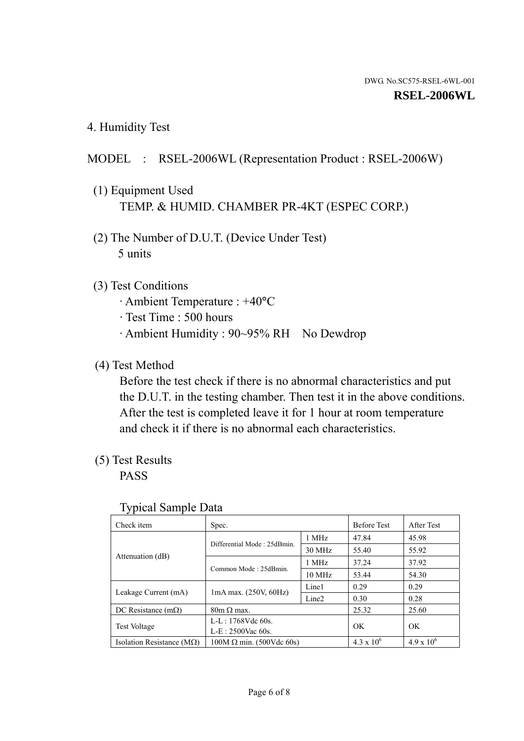## 4. Humidity Test

MODEL : RSEL-2006WL (Representation Product : RSEL-2006W)

(1) Equipment Used
TEMP. & HUMID. CHAMBER PR-4KT (ESPEC CORP.)

(2) The Number of D.U.T. (Device Under Test)
5 units

(3) Test Conditions
· Ambient Temperature : +40°C
· Test Time : 500 hours
· Ambient Humidity : 90~95% RH  No Dewdrop

(4) Test Method
Before the test check if there is no abnormal characteristics and put the D.U.T. in the testing chamber. Then test it in the above conditions. After the test is completed leave it for 1 hour at room temperature and check it if there is no abnormal each characteristics.

(5) Test Results
PASS

Typical Sample Data

| Check item | Spec. | | Before Test | After Test |
|---|---|---|---|---|
| Attenuation (dB) | Differential Mode : 25dBmin. | 1 MHz | 47.84 | 45.98 |
| | | 30 MHz | 55.40 | 55.92 |
| | Common Mode : 25dBmin. | 1 MHz | 37.24 | 37.92 |
| | | 10 MHz | 53.44 | 54.30 |
| Leakage Current (mA) | 1mA max. (250V, 60Hz) | Line1 | 0.29 | 0.29 |
| | | Line2 | 0.30 | 0.28 |
| DC Resistance (mΩ) | 80m Ω max. | | 25.32 | 25.60 |
| Test Voltage | L-L : 1768Vdc 60s. L-E : 2500Vac 60s. | | OK | OK |
| Isolation Resistance (MΩ) | 100M Ω min. (500Vdc 60s) | | $4.3 \times 10^6$ | $4.9 \times 10^6$ |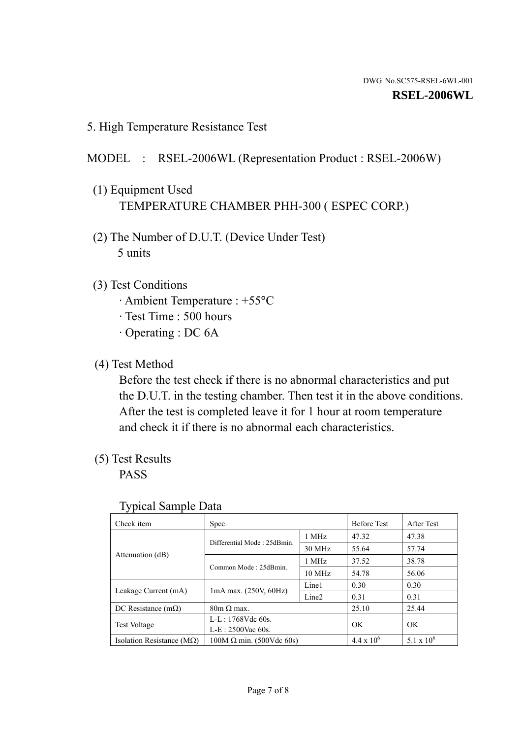DWG. No.SC575-RSEL-6WL-001

**RSEL-2006WL**

## 5. High Temperature Resistance Test

MODEL : RSEL-2006WL (Representation Product : RSEL-2006W)

(1) Equipment Used
TEMPERATURE CHAMBER PHH-300 ( ESPEC CORP.)

(2) The Number of D.U.T. (Device Under Test)
5 units

(3) Test Conditions
· Ambient Temperature : +55°C
· Test Time : 500 hours
· Operating : DC 6A

(4) Test Method
Before the test check if there is no abnormal characteristics and put the D.U.T. in the testing chamber. Then test it in the above conditions. After the test is completed leave it for 1 hour at room temperature and check it if there is no abnormal each characteristics.

(5) Test Results
PASS

Typical Sample Data

| Check item | Spec. | | Before Test | After Test |
|---|---|---|---|---|
| Attenuation (dB) | Differential Mode : 25dBmin. | 1 MHz | 47.32 | 47.38 |
| | | 30 MHz | 55.64 | 57.74 |
| | Common Mode : 25dBmin. | 1 MHz | 37.52 | 38.78 |
| | | 10 MHz | 54.78 | 56.06 |
| Leakage Current (mA) | 1mA max. (250V, 60Hz) | Line1 | 0.30 | 0.30 |
| | | Line2 | 0.31 | 0.31 |
| DC Resistance (mΩ) | 80m Ω max. | | 25.10 | 25.44 |
| Test Voltage | L-L : 1768Vdc 60s.<br>L-E : 2500Vac 60s. | | OK | OK |
| Isolation Resistance (MΩ) | 100M Ω min. (500Vdc 60s) | | $4.4 \times 10^6$ | $5.1 \times 10^6$ |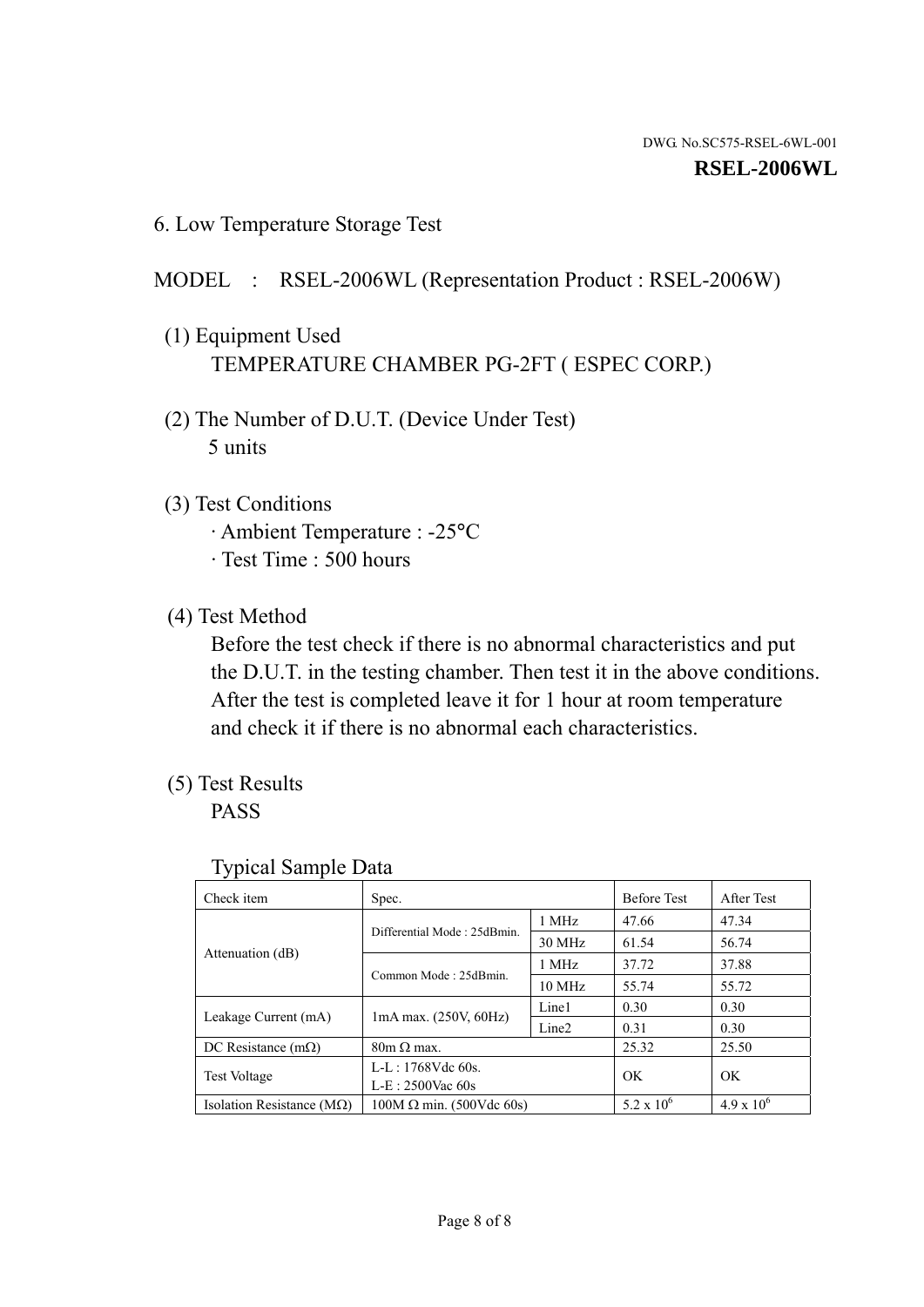DWG. No.SC575-RSEL-6WL-001

**RSEL-2006WL**

## 6. Low Temperature Storage Test

MODEL : RSEL-2006WL (Representation Product : RSEL-2006W)

(1) Equipment Used

TEMPERATURE CHAMBER PG-2FT ( ESPEC CORP.)

(2) The Number of D.U.T. (Device Under Test)

5 units

(3) Test Conditions

· Ambient Temperature : -25°C

· Test Time : 500 hours

(4) Test Method

Before the test check if there is no abnormal characteristics and put the D.U.T. in the testing chamber. Then test it in the above conditions. After the test is completed leave it for 1 hour at room temperature and check it if there is no abnormal each characteristics.

(5) Test Results

PASS

Typical Sample Data

| Check item | Spec. | | Before Test | After Test |
|---|---|---|---|---|
| Attenuation (dB) | Differential Mode : 25dBmin. | 1 MHz | 47.66 | 47.34 |
| | | 30 MHz | 61.54 | 56.74 |
| | Common Mode : 25dBmin. | 1 MHz | 37.72 | 37.88 |
| | | 10 MHz | 55.74 | 55.72 |
| Leakage Current (mA) | 1mA max. (250V, 60Hz) | Line1 | 0.30 | 0.30 |
| | | Line2 | 0.31 | 0.30 |
| DC Resistance (mΩ) | 80m Ω max. | | 25.32 | 25.50 |
| Test Voltage | L-L : 1768Vdc 60s.<br>L-E : 2500Vac 60s | | OK | OK |
| Isolation Resistance (MΩ) | 100M Ω min. (500Vdc 60s) | | $5.2 \times 10^6$ | $4.9 \times 10^6$ |